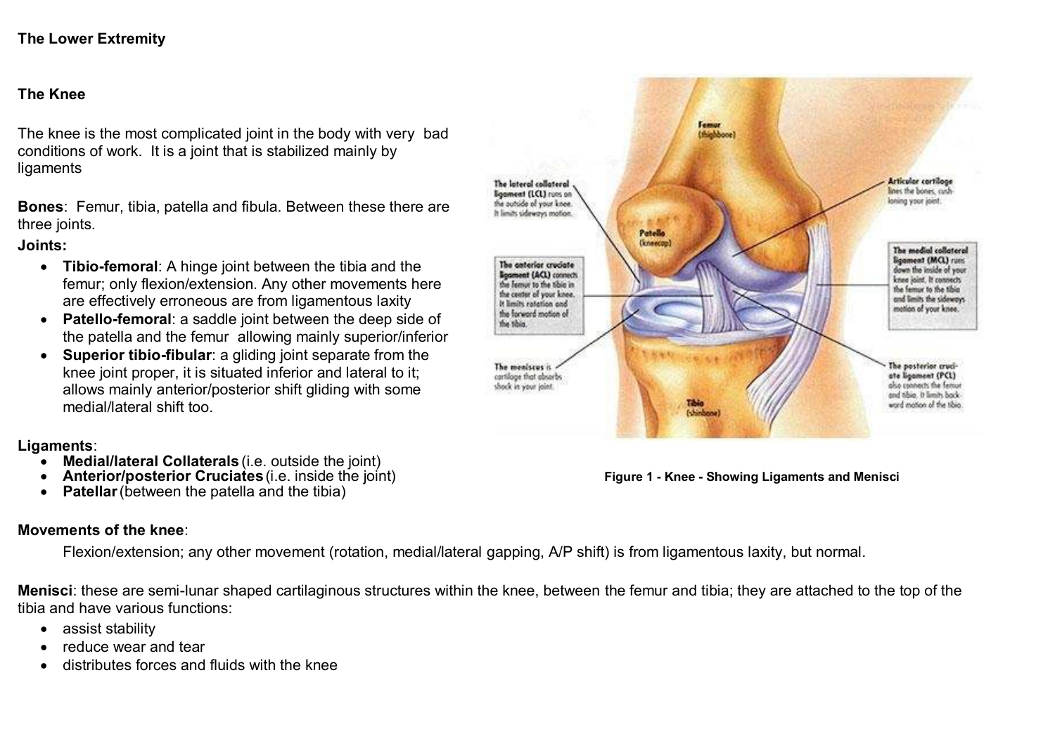**The Lower Extremity**

**The Knee**

The knee is the most complicated joint in the body with very bad conditions of work. It is a joint that is stabilized mainly by ligaments

**Bones**: Femur, tibia, patella and fibula. Between these there are three joints.

**Joints:**

- **Tibio-femoral**: A hinge joint between the tibia and the femur; only flexion/extension. Any other movements here are effectively erroneous are from ligamentous laxity
- **Patello-femoral**: a saddle joint between the deep side of the patella and the femur allowing mainly superior/inferior
- **Superior tibio-fibular**: a gliding joint separate from the knee joint proper, it is situated inferior and lateral to it; allows mainly anterior/posterior shift gliding with some medial/lateral shift too.

**Ligaments**:

- **Medial/lateral Collaterals** (i.e. outside the joint)
- **Anterior/posterior Cruciates** (i.e. inside the joint)
- **Patellar** (between the patella and the tibia)

**Figure 1 - Knee - Showing Ligaments and Menisci**

**Movements of the knee**:

Flexion/extension; any other movement (rotation, medial/lateral gapping, A/P shift) is from ligamentous laxity, but normal.

**Menisci**: these are semi-lunar shaped cartilaginous structures within the knee, between the femur and tibia; they are attached to the top of the tibia and have various functions:

- assist stability
- reduce wear and tear
- distributes forces and fluids with the knee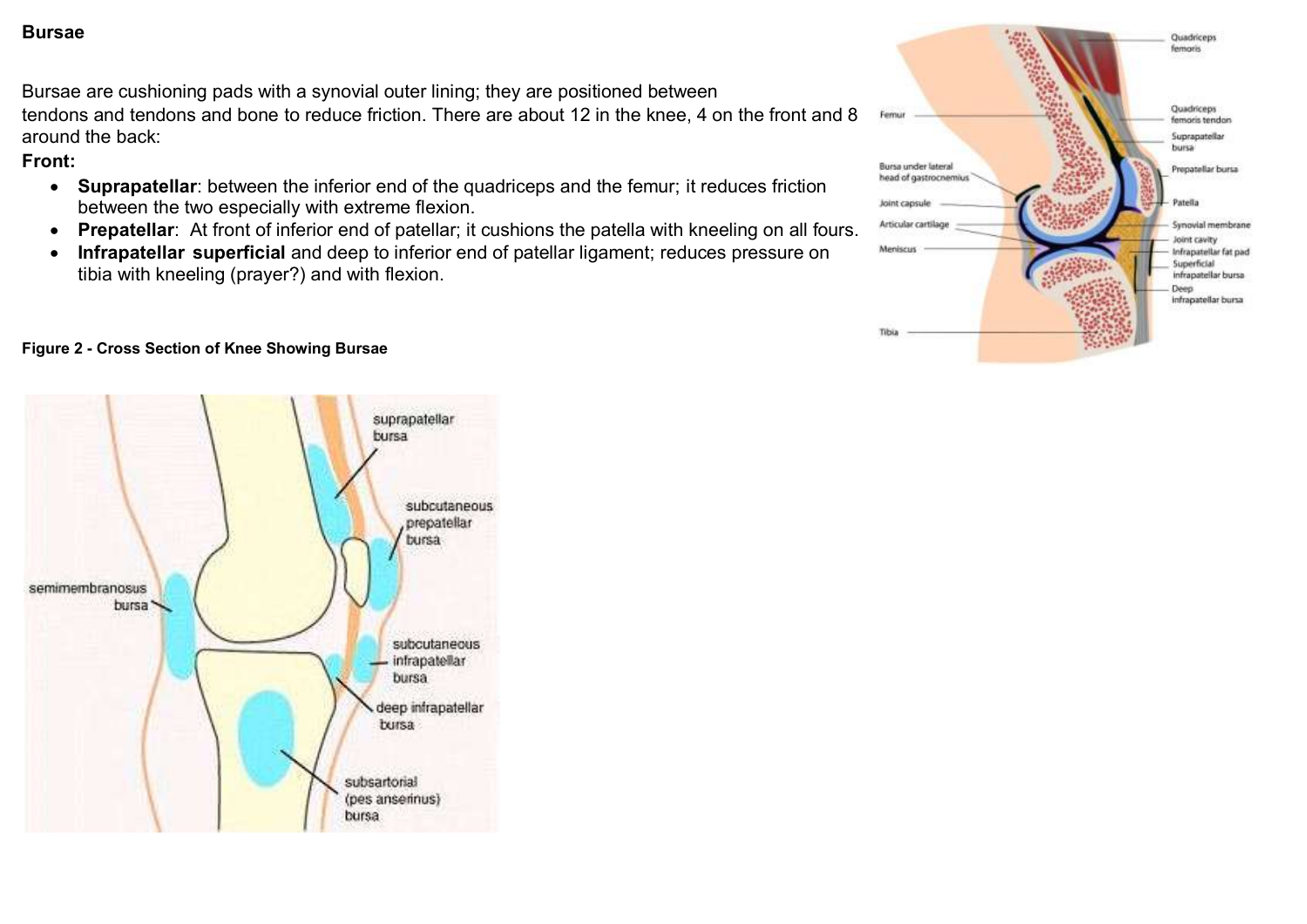**Bursae**

Bursae are cushioning pads with a synovial outer lining; they are positioned between tendons and tendons and bone to reduce friction. There are about 12 in the knee, 4 on the front and 8 around the back:

**Front:**

- **Suprapatellar**: between the inferior end of the quadriceps and the femur; it reduces friction between the two especially with extreme flexion.
- **Prepatellar**: At front of inferior end of patellar; it cushions the patella with kneeling on all fours.
- **Infrapatellar superficial** and deep to inferior end of patellar ligament; reduces pressure on tibia with kneeling (prayer?) and with flexion.

**Figure 2 - Cross Section of Knee Showing Bursae**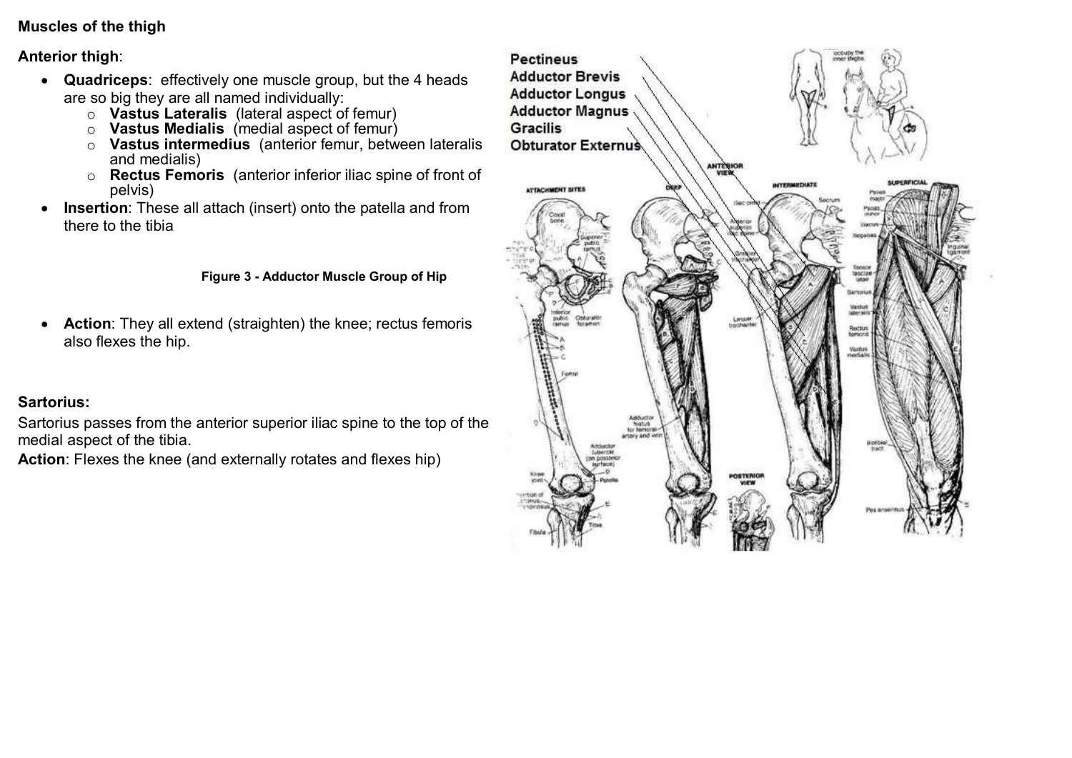**Muscles of the thigh**

**Anterior thigh**:

- **Quadriceps**: effectively one muscle group, but the 4 heads are so big they are all named individually:
  - **Vastus Lateralis** (lateral aspect of femur)
  - **Vastus Medialis** (medial aspect of femur)
  - **Vastus intermedius** (anterior femur, between lateralis and medialis)
  - **Rectus Femoris** (anterior inferior iliac spine of front of pelvis)
- **Insertion**: These all attach (insert) onto the patella and from there to the tibia

**Figure 3 - Adductor Muscle Group of Hip**

- **Action**: They all extend (straighten) the knee; rectus femoris also flexes the hip.

**Sartorius:**

Sartorius passes from the anterior superior iliac spine to the top of the medial aspect of the tibia.

**Action**: Flexes the knee (and externally rotates and flexes hip)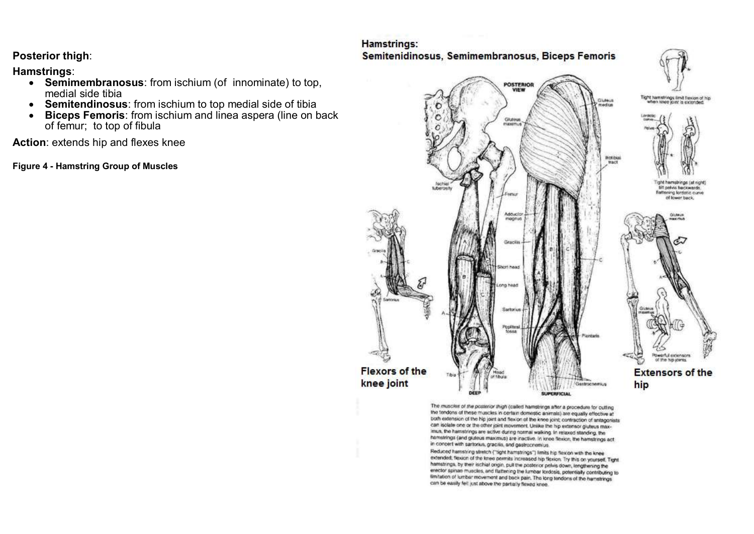**Posterior thigh**:

**Hamstrings**:

- **Semimembranosus**: from ischium (of innominate) to top, medial side tibia
- **Semitendinosus**: from ischium to top medial side of tibia
- **Biceps Femoris**: from ischium and linea aspera (line on back of femur; to top of fibula

**Action**: extends hip and flexes knee

**Figure 4 - Hamstring Group of Muscles**

**Hamstrings:**
**Semitenidinosus, Semimembranosus, Biceps Femoris**

**Flexors of the knee joint**

**Extensors of the hip**

*The muscles of the posterior thigh* (called hamstrings after a procedure for cutting the tendons of these muscles in certain domestic animals) are equally effective at both extension of the hip joint and flexion of the knee joint; contraction of antagonists can isolate one or the other joint movement. Unlike the hip extensor gluteus maximus, the hamstrings are active during normal walking. In relaxed standing, the hamstrings (and gluteus maximus) are inactive. In knee flexion, the hamstrings act in concert with sartorius, gracilis, and gastrocnemius.

Reduced hamstring stretch ("tight hamstrings") limits hip flexion with the knee extended; flexion of the knee permits increased hip flexion. Try this on yourself. Tight hamstrings, by their ischial origin, pull the posterior pelvis down, lengthening the erector spinae muscles, and flattening the lumbar lordosis, potentially contributing to limitation of lumbar movement and back pain. The long tendons of the hamstrings can be easily felt just above the partially flexed knee.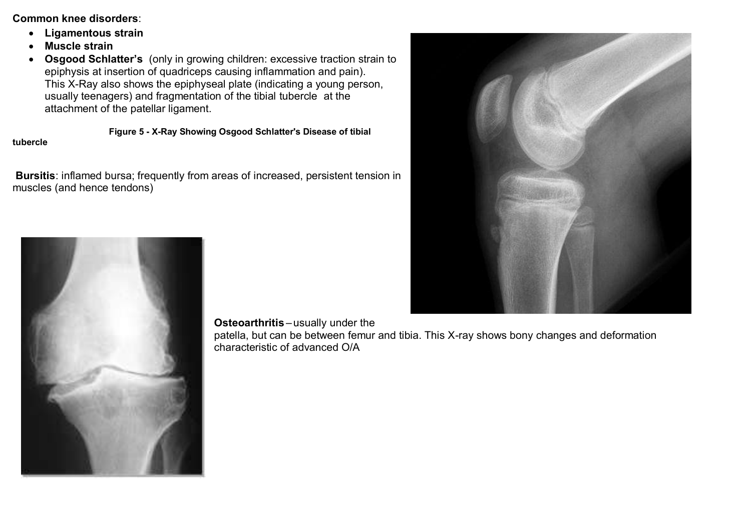**Common knee disorders**:

- **Ligamentous strain**
- **Muscle strain**
- **Osgood Schlatter's** (only in growing children: excessive traction strain to epiphysis at insertion of quadriceps causing inflammation and pain). This X-Ray also shows the epiphyseal plate (indicating a young person, usually teenagers) and fragmentation of the tibial tubercle at the attachment of the patellar ligament.

**Figure 5 - X-Ray Showing Osgood Schlatter's Disease of tibial tubercle**

**Bursitis**: inflamed bursa; frequently from areas of increased, persistent tension in muscles (and hence tendons)

**Osteoarthritis** – usually under the patella, but can be between femur and tibia. This X-ray shows bony changes and deformation characteristic of advanced O/A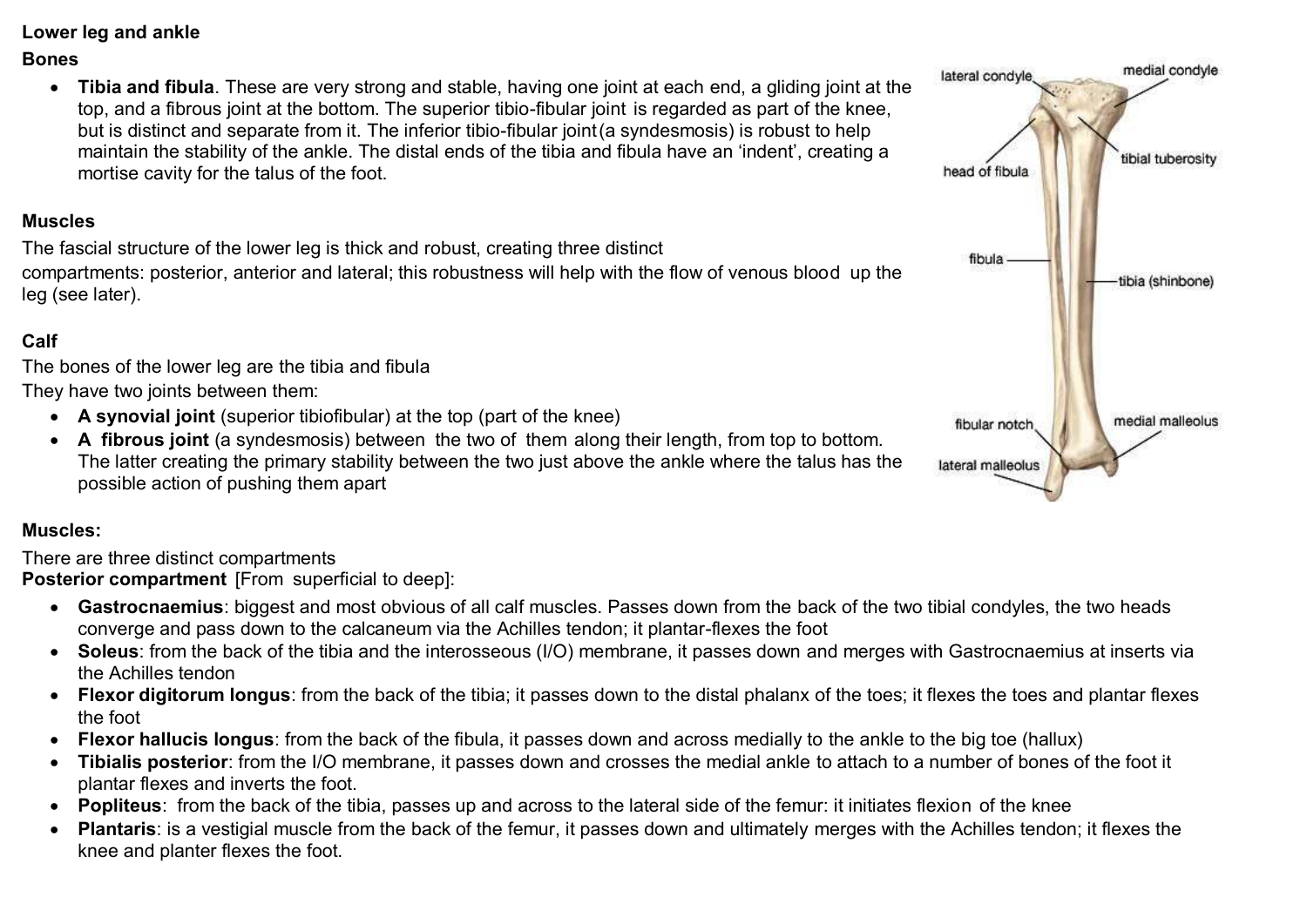**Lower leg and ankle**

**Bones**

- **Tibia and fibula**. These are very strong and stable, having one joint at each end, a gliding joint at the top, and a fibrous joint at the bottom. The superior tibio-fibular joint is regarded as part of the knee, but is distinct and separate from it. The inferior tibio-fibular joint (a syndesmosis) is robust to help maintain the stability of the ankle. The distal ends of the tibia and fibula have an 'indent', creating a mortise cavity for the talus of the foot.

**Muscles**

The fascial structure of the lower leg is thick and robust, creating three distinct compartments: posterior, anterior and lateral; this robustness will help with the flow of venous blood up the leg (see later).

**Calf**

The bones of the lower leg are the tibia and fibula

They have two joints between them:

- **A synovial joint** (superior tibiofibular) at the top (part of the knee)
- **A fibrous joint** (a syndesmosis) between the two of them along their length, from top to bottom. The latter creating the primary stability between the two just above the ankle where the talus has the possible action of pushing them apart

**Muscles:**

There are three distinct compartments

**Posterior compartment** [From superficial to deep]:

- **Gastrocnaemius**: biggest and most obvious of all calf muscles. Passes down from the back of the two tibial condyles, the two heads converge and pass down to the calcaneum via the Achilles tendon; it plantar-flexes the foot
- **Soleus**: from the back of the tibia and the interosseous (I/O) membrane, it passes down and merges with Gastrocnaemius at inserts via the Achilles tendon
- **Flexor digitorum longus**: from the back of the tibia; it passes down to the distal phalanx of the toes; it flexes the toes and plantar flexes the foot
- **Flexor hallucis longus**: from the back of the fibula, it passes down and across medially to the ankle to the big toe (hallux)
- **Tibialis posterior**: from the I/O membrane, it passes down and crosses the medial ankle to attach to a number of bones of the foot it plantar flexes and inverts the foot.
- **Popliteus**: from the back of the tibia, passes up and across to the lateral side of the femur: it initiates flexion of the knee
- **Plantaris**: is a vestigial muscle from the back of the femur, it passes down and ultimately merges with the Achilles tendon; it flexes the knee and planter flexes the foot.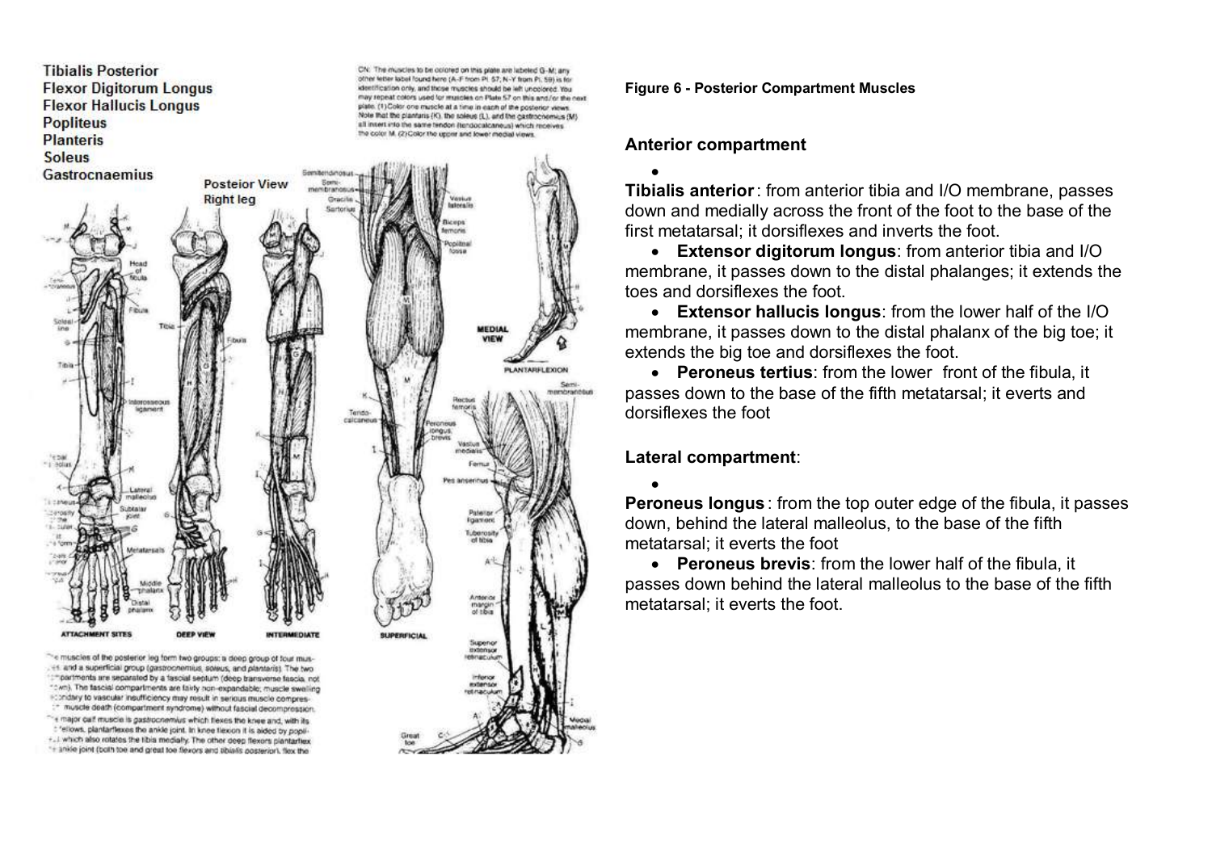**Figure 6 - Posterior Compartment Muscles**

**Anterior compartment**

- **Tibialis anterior**: from anterior tibia and I/O membrane, passes down and medially across the front of the foot to the base of the first metatarsal; it dorsiflexes and inverts the foot.
- **Extensor digitorum longus**: from anterior tibia and I/O membrane, it passes down to the distal phalanges; it extends the toes and dorsiflexes the foot.
- **Extensor hallucis longus**: from the lower half of the I/O membrane, it passes down to the distal phalanx of the big toe; it extends the big toe and dorsiflexes the foot.
- **Peroneus tertius**: from the lower front of the fibula, it passes down to the base of the fifth metatarsal; it everts and dorsiflexes the foot

**Lateral compartment**:

- **Peroneus longus**: from the top outer edge of the fibula, it passes down, behind the lateral malleolus, to the base of the fifth metatarsal; it everts the foot
- **Peroneus brevis**: from the lower half of the fibula, it passes down behind the lateral malleolus to the base of the fifth metatarsal; it everts the foot.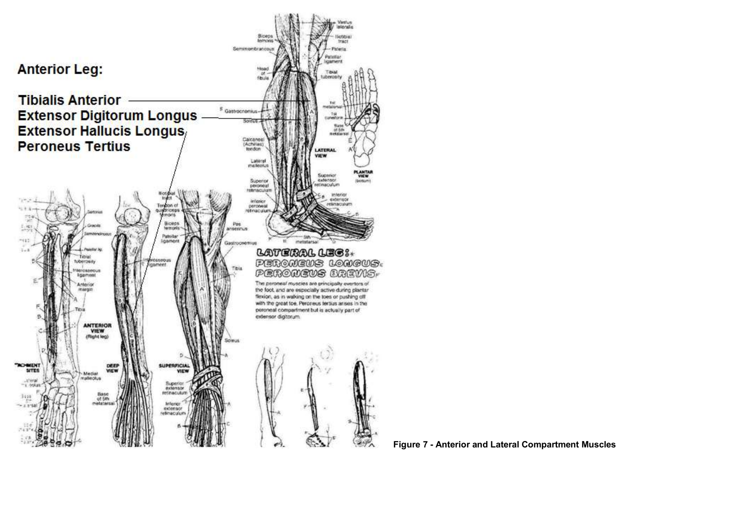## Anterior Leg:

**Tibialis Anterior**
**Extensor Digitorum Longus**
**Extensor Hallucis Longus**
**Peroneus Tertius**

LATERAL LEG:
PERONEUS LONGUS
PERONEUS BREVIS

The peroneal muscles are principally evertors of the foot, and are especially active during plantar flexion, as in walking on the toes or pushing off with the great toe. Peroneus tertius arises in the peroneal compartment but is actually part of extensor digitorum.

**Figure 7 - Anterior and Lateral Compartment Muscles**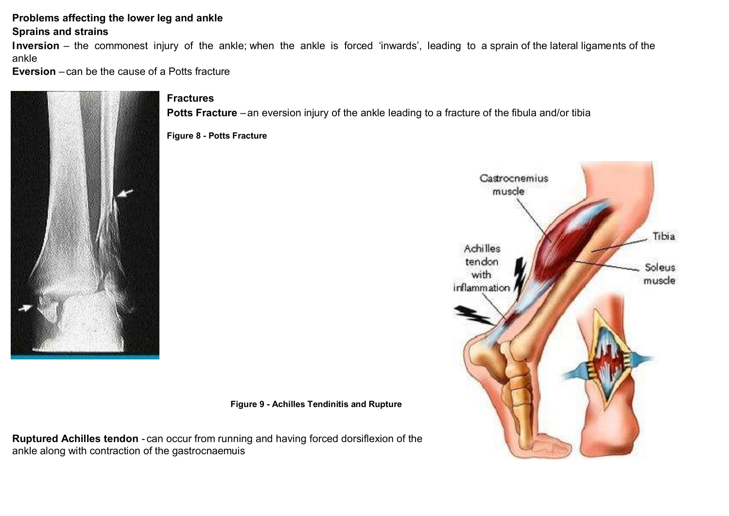**Problems affecting the lower leg and ankle**

**Sprains and strains**

**Inversion** – the commonest injury of the ankle; when the ankle is forced 'inwards', leading to a sprain of the lateral ligaments of the ankle

**Eversion** – can be the cause of a Potts fracture

**Fractures**

**Potts Fracture** – an eversion injury of the ankle leading to a fracture of the fibula and/or tibia

**Figure 8 - Potts Fracture**

**Figure 9 - Achilles Tendinitis and Rupture**

**Ruptured Achilles tendon** - can occur from running and having forced dorsiflexion of the ankle along with contraction of the gastrocnaemuis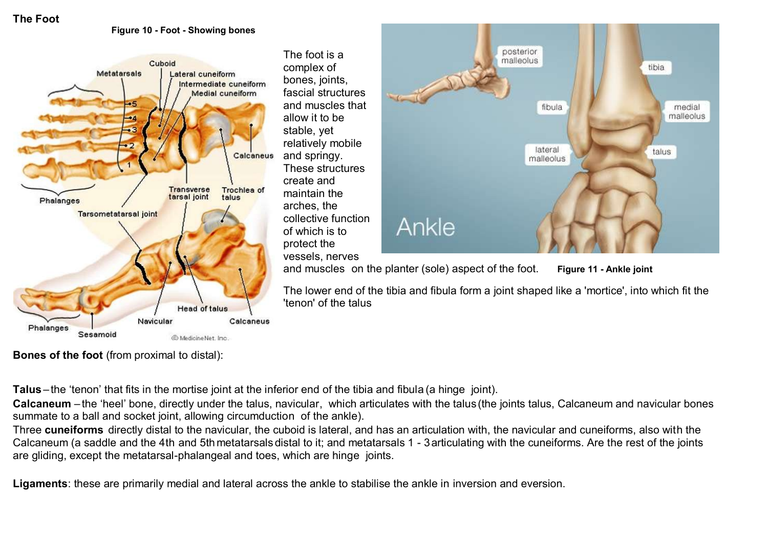## The Foot

**Figure 10 - Foot - Showing bones**

The foot is a complex of bones, joints, fascial structures and muscles that allow it to be stable, yet relatively mobile and springy. These structures create and maintain the arches, the collective function of which is to protect the vessels, nerves and muscles on the planter (sole) aspect of the foot.

**Figure 11 - Ankle joint**

The lower end of the tibia and fibula form a joint shaped like a 'mortice', into which fit the 'tenon' of the talus

**Bones of the foot** (from proximal to distal):

**Talus** – the 'tenon' that fits in the mortise joint at the inferior end of the tibia and fibula (a hinge joint).
**Calcaneum** – the 'heel' bone, directly under the talus, navicular, which articulates with the talus (the joints talus, Calcaneum and navicular bones summate to a ball and socket joint, allowing circumduction of the ankle).
Three **cuneiforms** directly distal to the navicular, the cuboid is lateral, and has an articulation with, the navicular and cuneiforms, also with the Calcaneum (a saddle and the 4th and 5th metatarsals distal to it; and metatarsals 1 - 3 articulating with the cuneiforms. Are the rest of the joints are gliding, except the metatarsal-phalangeal and toes, which are hinge joints.

**Ligaments**: these are primarily medial and lateral across the ankle to stabilise the ankle in inversion and eversion.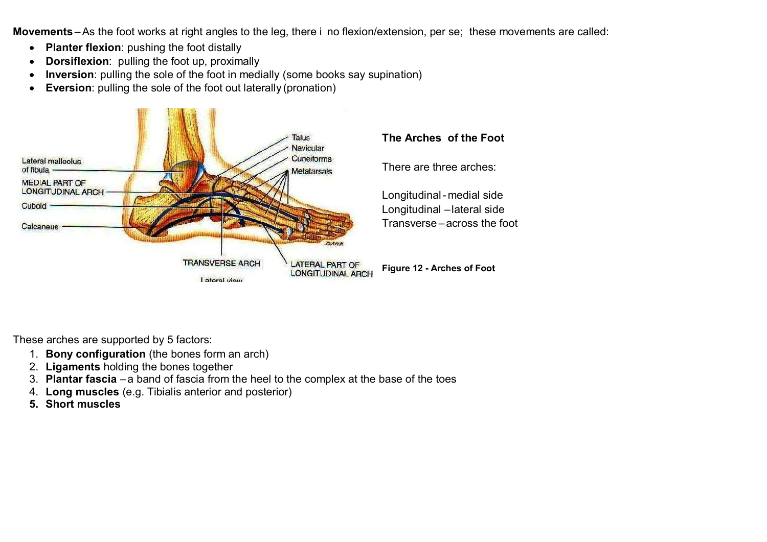**Movements** – As the foot works at right angles to the leg, there i  no flexion/extension, per se;  these movements are called:

- **Planter flexion**: pushing the foot distally
- **Dorsiflexion**:  pulling the foot up, proximally
- **Inversion**: pulling the sole of the foot in medially (some books say supination)
- **Eversion**: pulling the sole of the foot out laterally (pronation)

**The Arches  of the Foot**

There are three arches:

Longitudinal - medial side
Longitudinal – lateral side
Transverse – across the foot

**Figure 12 - Arches of Foot**

These arches are supported by 5 factors:

1. **Bony configuration** (the bones form an arch)
2. **Ligaments** holding the bones together
3. **Plantar fascia** – a band of fascia from the heel to the complex at the base of the toes
4. **Long muscles** (e.g. Tibialis anterior and posterior)
5. **Short muscles**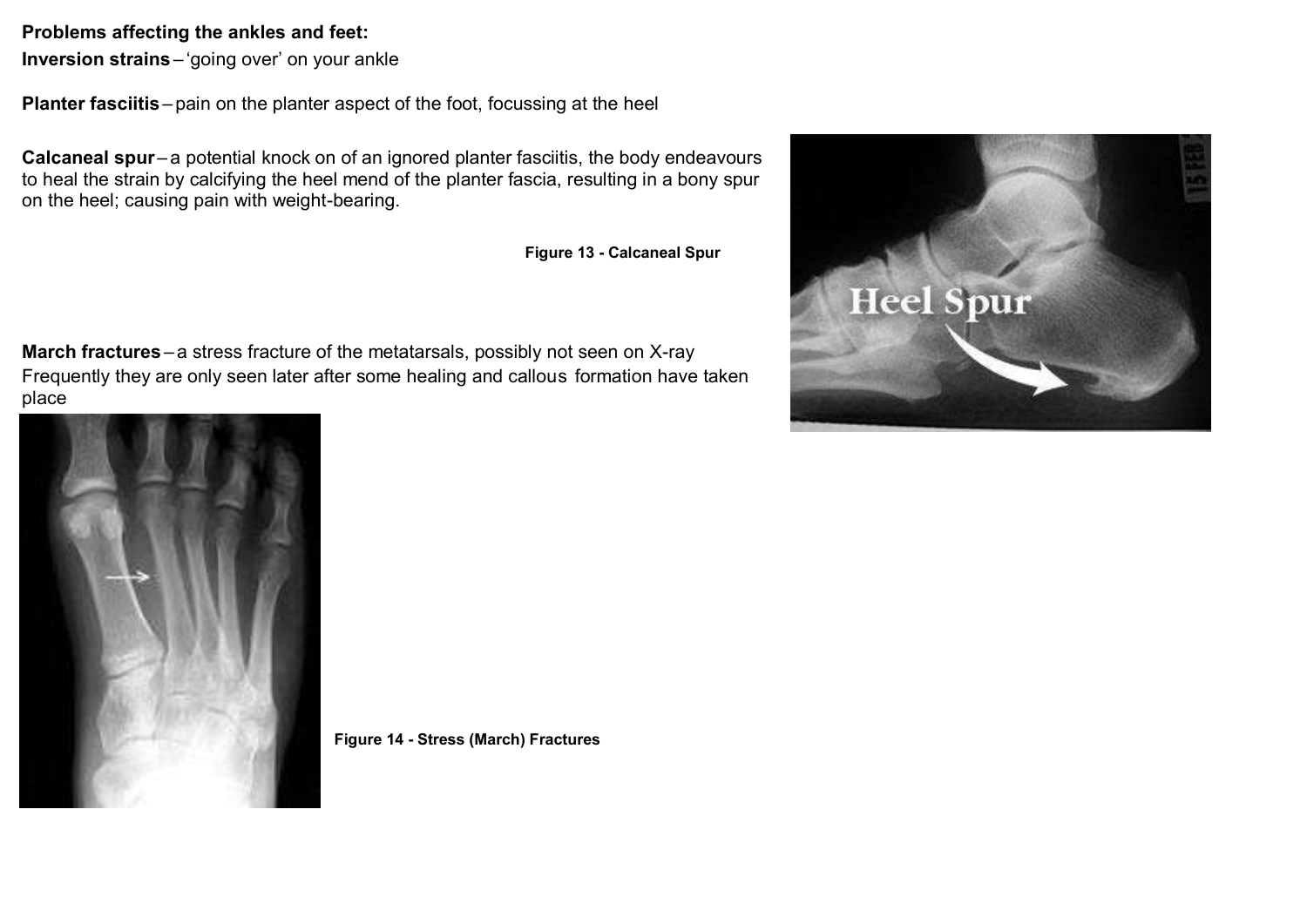**Problems affecting the ankles and feet:**

**Inversion strains** – 'going over' on your ankle

**Planter fasciitis** – pain on the planter aspect of the foot, focussing at the heel

**Calcaneal spur** – a potential knock on of an ignored planter fasciitis, the body endeavours to heal the strain by calcifying the heel mend of the planter fascia, resulting in a bony spur on the heel; causing pain with weight-bearing.

**Figure 13 - Calcaneal Spur**

**March fractures** – a stress fracture of the metatarsals, possibly not seen on X-ray
Frequently they are only seen later after some healing and callous formation have taken place

**Figure 14 - Stress (March) Fractures**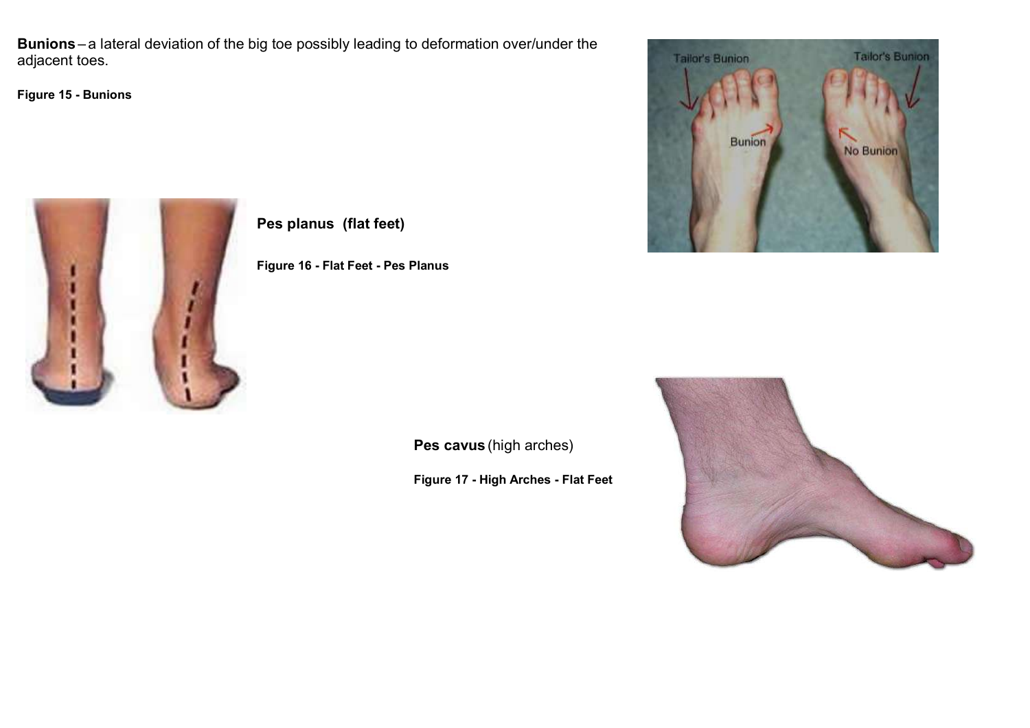**Bunions** – a lateral deviation of the big toe possibly leading to deformation over/under the adjacent toes.

**Figure 15 - Bunions**

**Pes planus (flat feet)**

**Figure 16 - Flat Feet - Pes Planus**

**Pes cavus** (high arches)

**Figure 17 - High Arches - Flat Feet**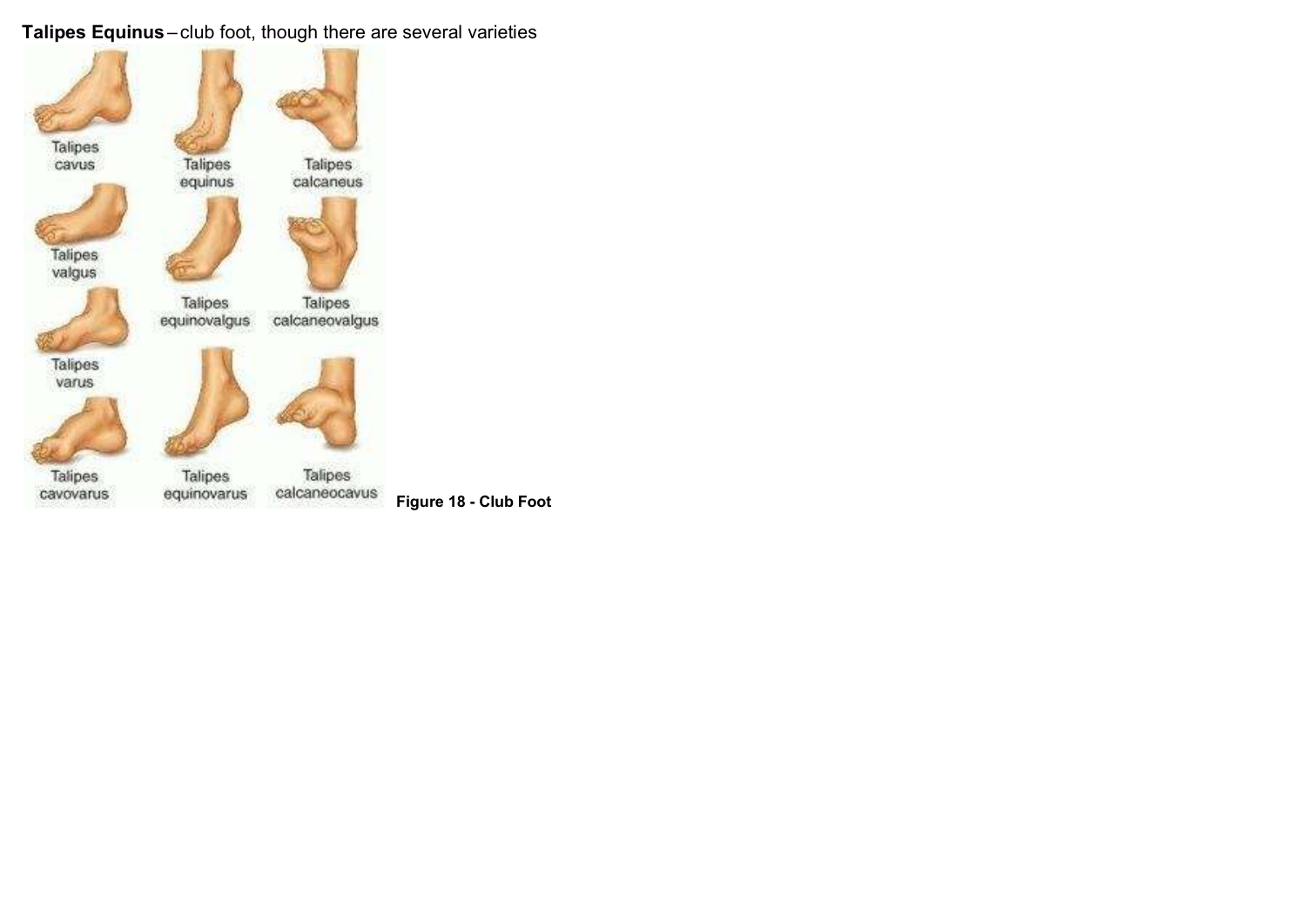**Talipes Equinus** – club foot, though there are several varieties

Talipes cavus

Talipes equinus

Talipes calcaneus

Talipes valgus

Talipes equinovalgus

Talipes calcaneovalgus

Talipes varus

Talipes cavovarus

Talipes equinovarus

Talipes calcaneocavus

**Figure 18 - Club Foot**